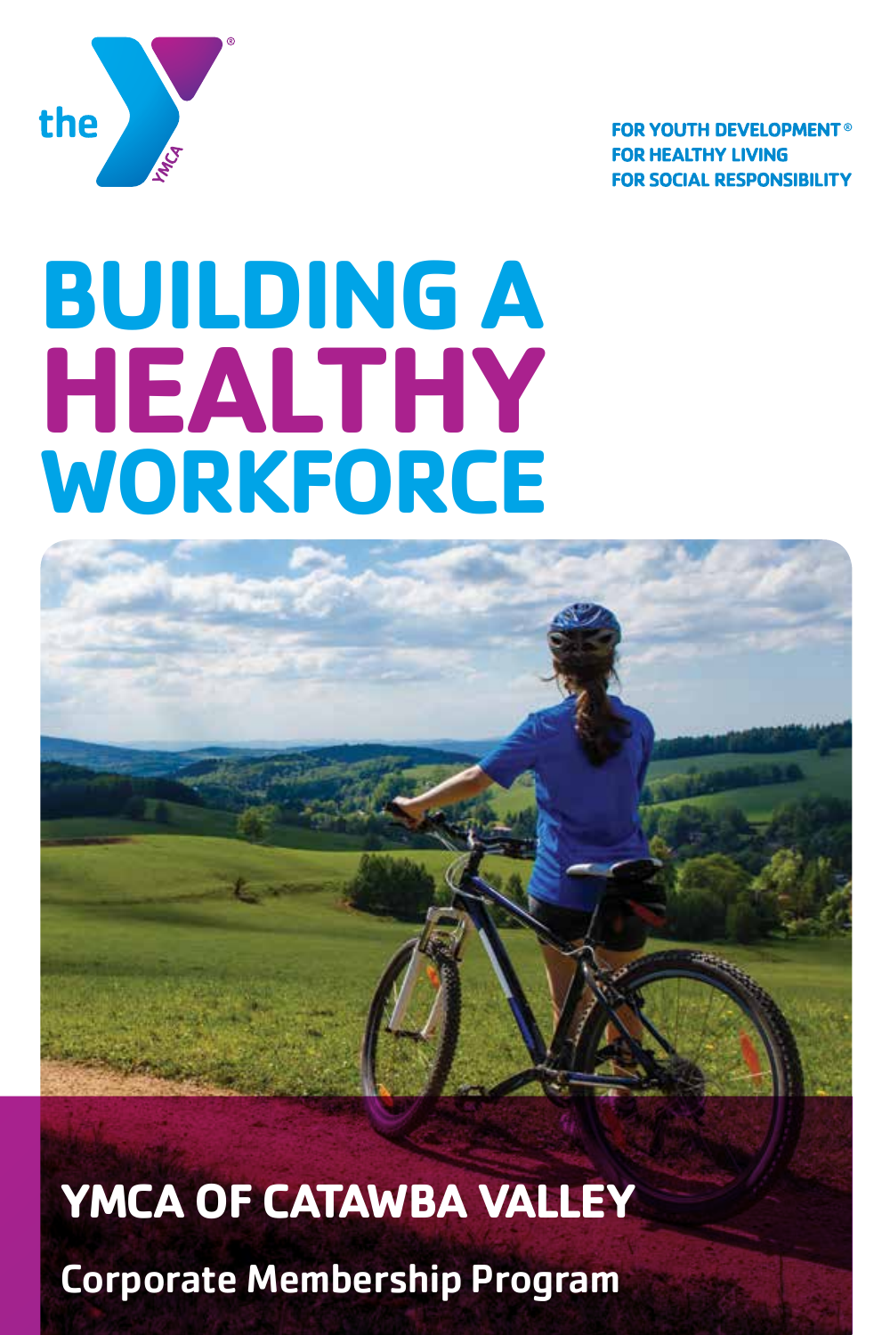the YMCA®

FOR YOUTH DEVELOPMENT®
FOR HEALTHY LIVING
FOR SOCIAL RESPONSIBILITY

# BUILDING A HEALTHY WORKFORCE

## YMCA OF CATAWBA VALLEY

### Corporate Membership Program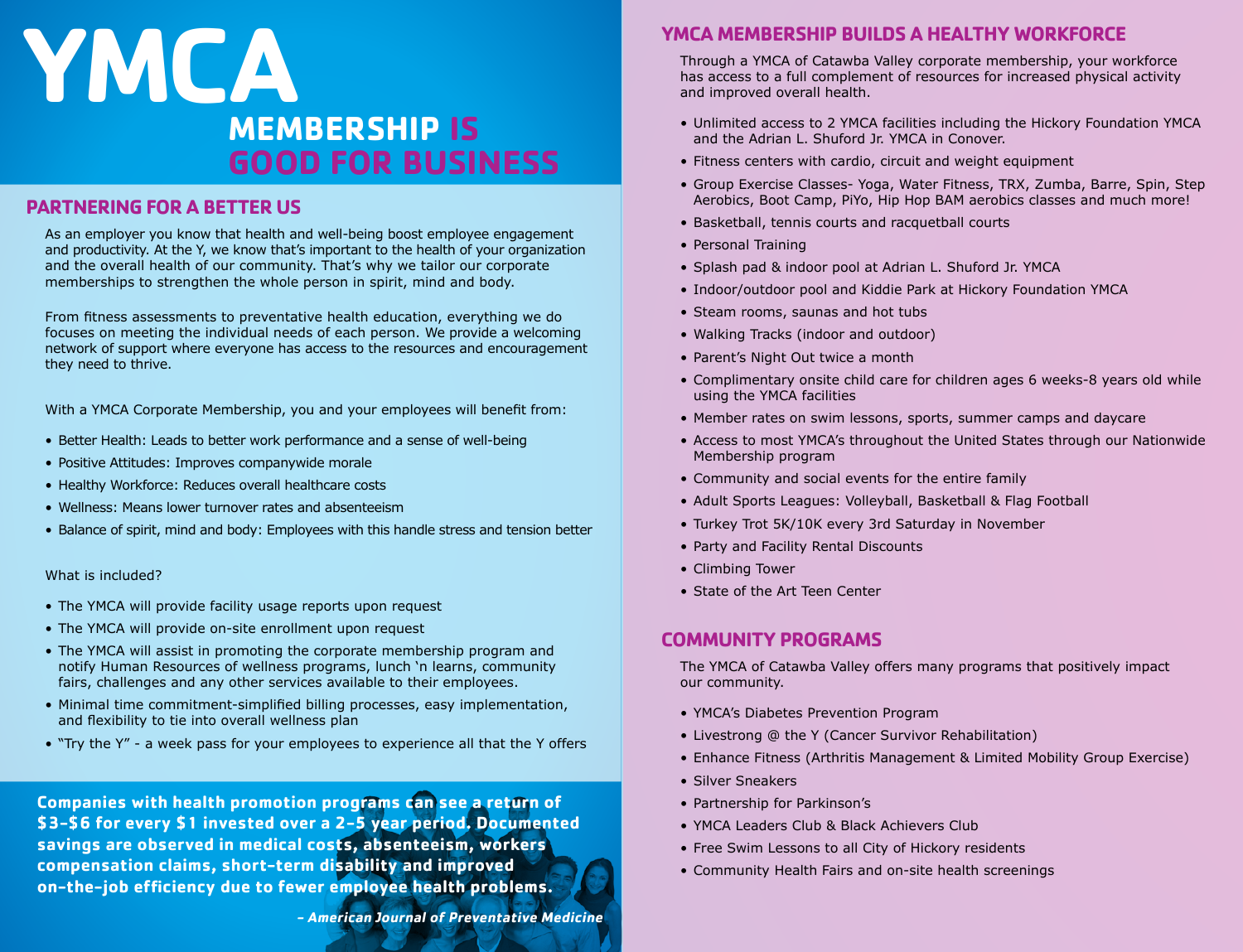# YMCA MEMBERSHIP IS GOOD FOR BUSINESS

## PARTNERING FOR A BETTER US

As an employer you know that health and well-being boost employee engagement and productivity. At the Y, we know that's important to the health of your organization and the overall health of our community. That's why we tailor our corporate memberships to strengthen the whole person in spirit, mind and body.

From fitness assessments to preventative health education, everything we do focuses on meeting the individual needs of each person. We provide a welcoming network of support where everyone has access to the resources and encouragement they need to thrive.

With a YMCA Corporate Membership, you and your employees will benefit from:

- Better Health: Leads to better work performance and a sense of well-being
- Positive Attitudes: Improves companywide morale
- Healthy Workforce: Reduces overall healthcare costs
- Wellness: Means lower turnover rates and absenteeism
- Balance of spirit, mind and body: Employees with this handle stress and tension better

What is included?

- The YMCA will provide facility usage reports upon request
- The YMCA will provide on-site enrollment upon request
- The YMCA will assist in promoting the corporate membership program and notify Human Resources of wellness programs, lunch 'n learns, community fairs, challenges and any other services available to their employees.
- Minimal time commitment-simplified billing processes, easy implementation, and flexibility to tie into overall wellness plan
- "Try the Y" - a week pass for your employees to experience all that the Y offers

**Companies with health promotion programs can see a return of $3-$6 for every $1 invested over a 2-5 year period. Documented savings are observed in medical costs, absenteeism, workers compensation claims, short-term disability and improved on-the-job efficiency due to fewer employee health problems.**

***– American Journal of Preventative Medicine***

## YMCA MEMBERSHIP BUILDS A HEALTHY WORKFORCE

Through a YMCA of Catawba Valley corporate membership, your workforce has access to a full complement of resources for increased physical activity and improved overall health.

- Unlimited access to 2 YMCA facilities including the Hickory Foundation YMCA and the Adrian L. Shuford Jr. YMCA in Conover.
- Fitness centers with cardio, circuit and weight equipment
- Group Exercise Classes- Yoga, Water Fitness, TRX, Zumba, Barre, Spin, Step Aerobics, Boot Camp, PiYo, Hip Hop BAM aerobics classes and much more!
- Basketball, tennis courts and racquetball courts
- Personal Training
- Splash pad & indoor pool at Adrian L. Shuford Jr. YMCA
- Indoor/outdoor pool and Kiddie Park at Hickory Foundation YMCA
- Steam rooms, saunas and hot tubs
- Walking Tracks (indoor and outdoor)
- Parent's Night Out twice a month
- Complimentary onsite child care for children ages 6 weeks-8 years old while using the YMCA facilities
- Member rates on swim lessons, sports, summer camps and daycare
- Access to most YMCA's throughout the United States through our Nationwide Membership program
- Community and social events for the entire family
- Adult Sports Leagues: Volleyball, Basketball & Flag Football
- Turkey Trot 5K/10K every 3rd Saturday in November
- Party and Facility Rental Discounts
- Climbing Tower
- State of the Art Teen Center

## COMMUNITY PROGRAMS

The YMCA of Catawba Valley offers many programs that positively impact our community.

- YMCA's Diabetes Prevention Program
- Livestrong @ the Y (Cancer Survivor Rehabilitation)
- Enhance Fitness (Arthritis Management & Limited Mobility Group Exercise)
- Silver Sneakers
- Partnership for Parkinson's
- YMCA Leaders Club & Black Achievers Club
- Free Swim Lessons to all City of Hickory residents
- Community Health Fairs and on-site health screenings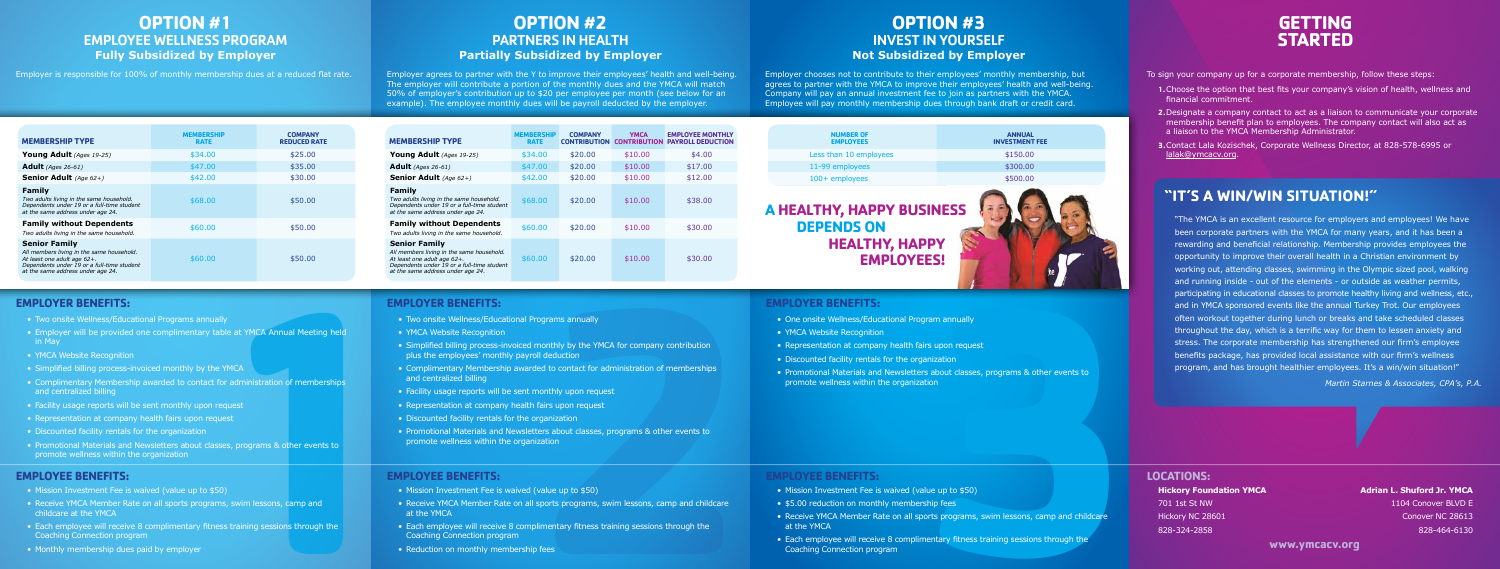# OPTION #1
## EMPLOYEE WELLNESS PROGRAM
### Fully Subsidized by Employer

Employer is responsible for 100% of monthly membership dues at a reduced flat rate.

| MEMBERSHIP TYPE | MEMBERSHIP RATE | COMPANY REDUCED RATE |
|---|---|---|
| **Young Adult** *(Ages 19-25)* | $34.00 | $25.00 |
| **Adult** *(Ages 26-61)* | $47.00 | $35.00 |
| **Senior Adult** *(Age 62+)* | $42.00 | $30.00 |
| **Family** *Two adults living in the same household. Dependents under 19 or a full-time student at the same address under age 24.* | $68.00 | $50.00 |
| **Family without Dependents** *Two adults living in the same household.* | $60.00 | $50.00 |
| **Senior Family** *All members living in the same household. At least one adult age 62+. Dependents under 19 or a full-time student at the same address under age 24.* | $60.00 | $50.00 |

### EMPLOYER BENEFITS:

- Two onsite Wellness/Educational Programs annually
- Employer will be provided one complimentary table at YMCA Annual Meeting held in May
- YMCA Website Recognition
- Simplified billing process-invoiced monthly by the YMCA
- Complimentary Membership awarded to contact for administration of memberships and centralized billing
- Facility usage reports will be sent monthly upon request
- Representation at company health fairs upon request
- Discounted facility rentals for the organization
- Promotional Materials and Newsletters about classes, programs & other events to promote wellness within the organization

### EMPLOYEE BENEFITS:

- Mission Investment Fee is waived (value up to $50)
- Receive YMCA Member Rate on all sports programs, swim lessons, camp and childcare at the YMCA
- Each employee will receive 8 complimentary fitness training sessions through the Coaching Connection program
- Monthly membership dues paid by employer

# OPTION #2
## PARTNERS IN HEALTH
### Partially Subsidized by Employer

Employer agrees to partner with the Y to improve their employees' health and well-being. The employer will contribute a portion of the monthly dues and the YMCA will match 50% of employer's contribution up to $20 per employee per month (see below for an example). The employee monthly dues will be payroll deducted by the employer.

| MEMBERSHIP TYPE | MEMBERSHIP RATE | COMPANY CONTRIBUTION | YMCA CONTRIBUTION | EMPLOYEE MONTHLY PAYROLL DEDUCTION |
|---|---|---|---|---|
| **Young Adult** *(Ages 19-25)* | $34.00 | $20.00 | $10.00 | $4.00 |
| **Adult** *(Ages 26-61)* | $47.00 | $20.00 | $10.00 | $17.00 |
| **Senior Adult** *(Age 62+)* | $42.00 | $20.00 | $10.00 | $12.00 |
| **Family** *Two adults living in the same household. Dependents under 19 or a full-time student at the same address under age 24.* | $68.00 | $20.00 | $10.00 | $38.00 |
| **Family without Dependents** *Two adults living in the same household.* | $60.00 | $20.00 | $10.00 | $30.00 |
| **Senior Family** *All members living in the same household. At least one adult age 62+. Dependents under 19 or a full-time student at the same address under age 24.* | $60.00 | $20.00 | $10.00 | $30.00 |

### EMPLOYER BENEFITS:

- Two onsite Wellness/Educational Programs annually
- YMCA Website Recognition
- Simplified billing process-invoiced monthly by the YMCA for company contribution plus the employees' monthly payroll deduction
- Complimentary Membership awarded to contact for administration of memberships and centralized billing
- Facility usage reports will be sent monthly upon request
- Representation at company health fairs upon request
- Discounted facility rentals for the organization
- Promotional Materials and Newsletters about classes, programs & other events to promote wellness within the organization

### EMPLOYEE BENEFITS:

- Mission Investment Fee is waived (value up to $50)
- Receive YMCA Member Rate on all sports programs, swim lessons, camp and childcare at the YMCA
- Each employee will receive 8 complimentary fitness training sessions through the Coaching Connection program
- Reduction on monthly membership fees

# OPTION #3
## INVEST IN YOURSELF
### Not Subsidized by Employer

Employer chooses not to contribute to their employees' monthly membership, but agrees to partner with the YMCA to improve their employees' health and well-being. Company will pay an annual investment fee to join as partners with the YMCA. Employee will pay monthly membership dues through bank draft or credit card.

| NUMBER OF EMPLOYEES | ANNUAL INVESTMENT FEE |
|---|---|
| Less than 10 employees | $150.00 |
| 11-99 employees | $300.00 |
| 100+ employees | $500.00 |

**A HEALTHY, HAPPY BUSINESS DEPENDS ON HEALTHY, HAPPY EMPLOYEES!**

### EMPLOYER BENEFITS:

- One onsite Wellness/Educational Program annually
- YMCA Website Recognition
- Representation at company health fairs upon request
- Discounted facility rentals for the organization
- Promotional Materials and Newsletters about classes, programs & other events to promote wellness within the organization

### EMPLOYEE BENEFITS:

- Mission Investment Fee is waived (value up to $50)
- $5.00 reduction on monthly membership fees
- Receive YMCA Member Rate on all sports programs, swim lessons, camp and childcare at the YMCA
- Each employee will receive 8 complimentary fitness training sessions through the Coaching Connection program

# GETTING STARTED

To sign your company up for a corporate membership, follow these steps:

1. Choose the option that best fits your company's vision of health, wellness and financial commitment.
2. Designate a company contact to act as a liaison to communicate your corporate membership benefit plan to employees. The company contact will also act as a liaison to the YMCA Membership Administrator.
3. Contact Lala Kozischek, Corporate Wellness Director, at 828-578-6995 or lalak@ymcacv.org.

## "IT'S A WIN/WIN SITUATION!"

"The YMCA is an excellent resource for employers and employees! We have been corporate partners with the YMCA for many years, and it has been a rewarding and beneficial relationship. Membership provides employees the opportunity to improve their overall health in a Christian environment by working out, attending classes, swimming in the Olympic sized pool, walking and running inside - out of the elements - or outside as weather permits, participating in educational classes to promote healthy living and wellness, etc., and in YMCA sponsored events like the annual Turkey Trot. Our employees often workout together during lunch or breaks and take scheduled classes throughout the day, which is a terrific way for them to lessen anxiety and stress. The corporate membership has strengthened our firm's employee benefits package, has provided local assistance with our firm's wellness program, and has brought healthier employees. It's a win/win situation!"

*Martin Starnes & Associates, CPA's, P.A.*

### LOCATIONS:

**Hickory Foundation YMCA**
701 1st St NW
Hickory NC 28601
828-324-2858

**Adrian L. Shuford Jr. YMCA**
1104 Conover BLVD E
Conover NC 28613
828-464-6130

www.ymcacv.org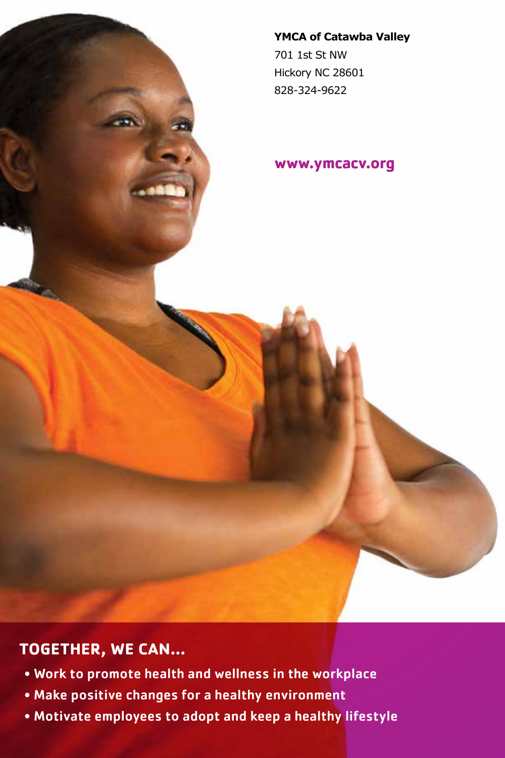**YMCA of Catawba Valley**
701 1st St NW
Hickory NC 28601
828-324-9622

**www.ymcacv.org**

## TOGETHER, WE CAN...

- Work to promote health and wellness in the workplace
- Make positive changes for a healthy environment
- Motivate employees to adopt and keep a healthy lifestyle